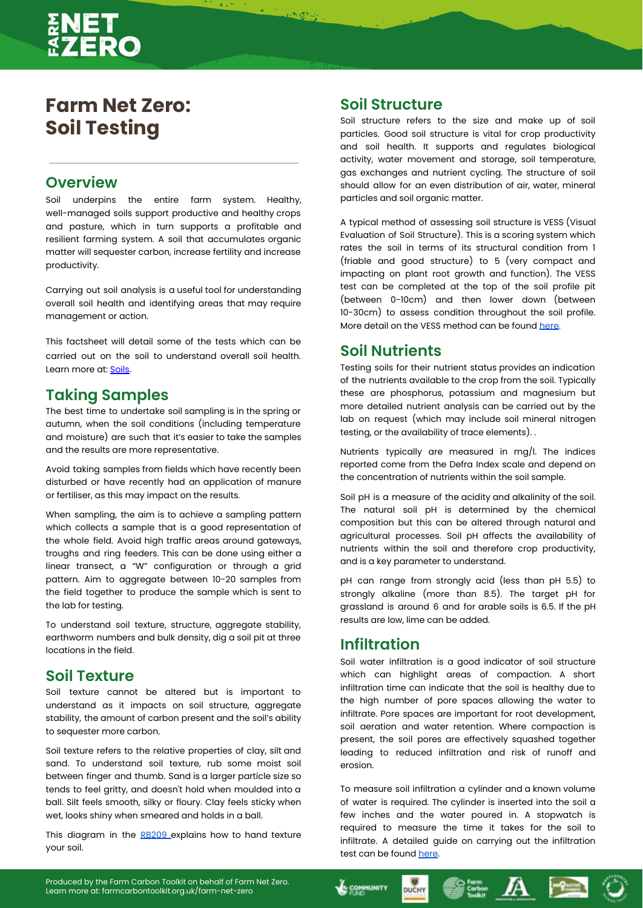# Farm Net Zero: Soil Testing

## Overview

Soil underpins the entire farm system. Healthy, well-managed soils support productive and healthy crops and pasture, which in turn supports a profitable and resilient farming system. A soil that accumulates organic matter will sequester carbon, increase fertility and increase productivity.

Carrying out soil analysis is a useful tool for understanding overall soil health and identifying areas that may require management or action.

This factsheet will detail some of the tests which can be carried out on the soil to understand overall soil health. Learn more at: [Soils](#).

## Taking Samples

The best time to undertake soil sampling is in the spring or autumn, when the soil conditions (including temperature and moisture) are such that it's easier to take the samples and the results are more representative.

Avoid taking samples from fields which have recently been disturbed or have recently had an application of manure or fertiliser, as this may impact on the results.

When sampling, the aim is to achieve a sampling pattern which collects a sample that is a good representation of the whole field. Avoid high traffic areas around gateways, troughs and ring feeders. This can be done using either a linear transect, a "W" configuration or through a grid pattern. Aim to aggregate between 10-20 samples from the field together to produce the sample which is sent to the lab for testing.

To understand soil texture, structure, aggregate stability, earthworm numbers and bulk density, dig a soil pit at three locations in the field.

## Soil Texture

Soil texture cannot be altered but is important to understand as it impacts on soil structure, aggregate stability, the amount of carbon present and the soil's ability to sequester more carbon.

Soil texture refers to the relative properties of clay, silt and sand. To understand soil texture, rub some moist soil between finger and thumb. Sand is a larger particle size so tends to feel gritty, and doesn't hold when moulded into a ball. Silt feels smooth, silky or floury. Clay feels sticky when wet, looks shiny when smeared and holds in a ball.

This diagram in the [RB209](#) explains how to hand texture your soil.

## Soil Structure

Soil structure refers to the size and make up of soil particles. Good soil structure is vital for crop productivity and soil health. It supports and regulates biological activity, water movement and storage, soil temperature, gas exchanges and nutrient cycling. The structure of soil should allow for an even distribution of air, water, mineral particles and soil organic matter.

A typical method of assessing soil structure is VESS (Visual Evaluation of Soil Structure). This is a scoring system which rates the soil in terms of its structural condition from 1 (friable and good structure) to 5 (very compact and impacting on plant root growth and function). The VESS test can be completed at the top of the soil profile pit (between 0-10cm) and then lower down (between 10-30cm) to assess condition throughout the soil profile. More detail on the VESS method can be found [here](#).

## Soil Nutrients

Testing soils for their nutrient status provides an indication of the nutrients available to the crop from the soil. Typically these are phosphorus, potassium and magnesium but more detailed nutrient analysis can be carried out by the lab on request (which may include soil mineral nitrogen testing, or the availability of trace elements). .

Nutrients typically are measured in mg/l. The indices reported come from the Defra Index scale and depend on the concentration of nutrients within the soil sample.

Soil pH is a measure of the acidity and alkalinity of the soil. The natural soil pH is determined by the chemical composition but this can be altered through natural and agricultural processes. Soil pH affects the availability of nutrients within the soil and therefore crop productivity, and is a key parameter to understand.

pH can range from strongly acid (less than pH 5.5) to strongly alkaline (more than 8.5). The target pH for grassland is around 6 and for arable soils is 6.5. If the pH results are low, lime can be added.

## Infiltration

Soil water infiltration is a good indicator of soil structure which can highlight areas of compaction. A short infiltration time can indicate that the soil is healthy due to the high number of pore spaces allowing the water to infiltrate. Pore spaces are important for root development, soil aeration and water retention. Where compaction is present, the soil pores are effectively squashed together leading to reduced infiltration and risk of runoff and erosion.

To measure soil infiltration a cylinder and a known volume of water is required. The cylinder is inserted into the soil a few inches and the water poured in. A stopwatch is required to measure the time it takes for the soil to infiltrate. A detailed guide on carrying out the infiltration test can be found [here](#).

Produced by the Farm Carbon Toolkit on behalf of Farm Net Zero.
Learn more at: farmcarbontoolkit.org.uk/farm-net-zero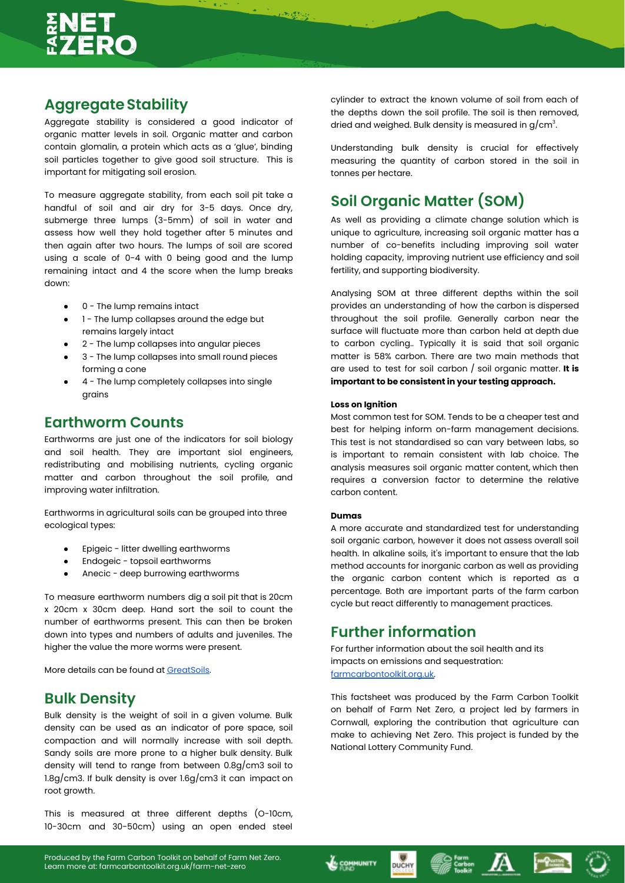## Aggregate Stability

Aggregate stability is considered a good indicator of organic matter levels in soil. Organic matter and carbon contain glomalin, a protein which acts as a 'glue', binding soil particles together to give good soil structure. This is important for mitigating soil erosion.

To measure aggregate stability, from each soil pit take a handful of soil and air dry for 3-5 days. Once dry, submerge three lumps (3-5mm) of soil in water and assess how well they hold together after 5 minutes and then again after two hours. The lumps of soil are scored using a scale of 0-4 with 0 being good and the lump remaining intact and 4 the score when the lump breaks down:

- 0 - The lump remains intact
- 1 - The lump collapses around the edge but remains largely intact
- 2 - The lump collapses into angular pieces
- 3 - The lump collapses into small round pieces forming a cone
- 4 - The lump completely collapses into single grains

## Earthworm Counts

Earthworms are just one of the indicators for soil biology and soil health. They are important siol engineers, redistributing and mobilising nutrients, cycling organic matter and carbon throughout the soil profile, and improving water infiltration.

Earthworms in agricultural soils can be grouped into three ecological types:

- Epigeic - litter dwelling earthworms
- Endogeic - topsoil earthworms
- Anecic - deep burrowing earthworms

To measure earthworm numbers dig a soil pit that is 20cm x 20cm x 30cm deep. Hand sort the soil to count the number of earthworms present. This can then be broken down into types and numbers of adults and juveniles. The higher the value the more worms were present.

More details can be found at GreatSoils.

## Bulk Density

Bulk density is the weight of soil in a given volume. Bulk density can be used as an indicator of pore space, soil compaction and will normally increase with soil depth. Sandy soils are more prone to a higher bulk density. Bulk density will tend to range from between 0.8g/cm3 soil to 1.8g/cm3. If bulk density is over 1.6g/cm3 it can impact on root growth.

This is measured at three different depths (0-10cm, 10-30cm and 30-50cm) using an open ended steel cylinder to extract the known volume of soil from each of the depths down the soil profile. The soil is then removed, dried and weighed. Bulk density is measured in g/cm$^3$.

Understanding bulk density is crucial for effectively measuring the quantity of carbon stored in the soil in tonnes per hectare.

## Soil Organic Matter (SOM)

As well as providing a climate change solution which is unique to agriculture, increasing soil organic matter has a number of co-benefits including improving soil water holding capacity, improving nutrient use efficiency and soil fertility, and supporting biodiversity.

Analysing SOM at three different depths within the soil provides an understanding of how the carbon is dispersed throughout the soil profile. Generally carbon near the surface will fluctuate more than carbon held at depth due to carbon cycling.. Typically it is said that soil organic matter is 58% carbon. There are two main methods that are used to test for soil carbon / soil organic matter. **It is important to be consistent in your testing approach.**

**Loss on Ignition**

Most common test for SOM. Tends to be a cheaper test and best for helping inform on-farm management decisions. This test is not standardised so can vary between labs, so is important to remain consistent with lab choice. The analysis measures soil organic matter content, which then requires a conversion factor to determine the relative carbon content.

**Dumas**

A more accurate and standardized test for understanding soil organic carbon, however it does not assess overall soil health. In alkaline soils, it's important to ensure that the lab method accounts for inorganic carbon as well as providing the organic carbon content which is reported as a percentage. Both are important parts of the farm carbon cycle but react differently to management practices.

## Further information

For further information about the soil health and its impacts on emissions and sequestration: farmcarbontoolkit.org.uk.

This factsheet was produced by the Farm Carbon Toolkit on behalf of Farm Net Zero, a project led by farmers in Cornwall, exploring the contribution that agriculture can make to achieving Net Zero. This project is funded by the National Lottery Community Fund.

Produced by the Farm Carbon Toolkit on behalf of Farm Net Zero.
Learn more at: farmcarbontoolkit.org.uk/farm-net-zero